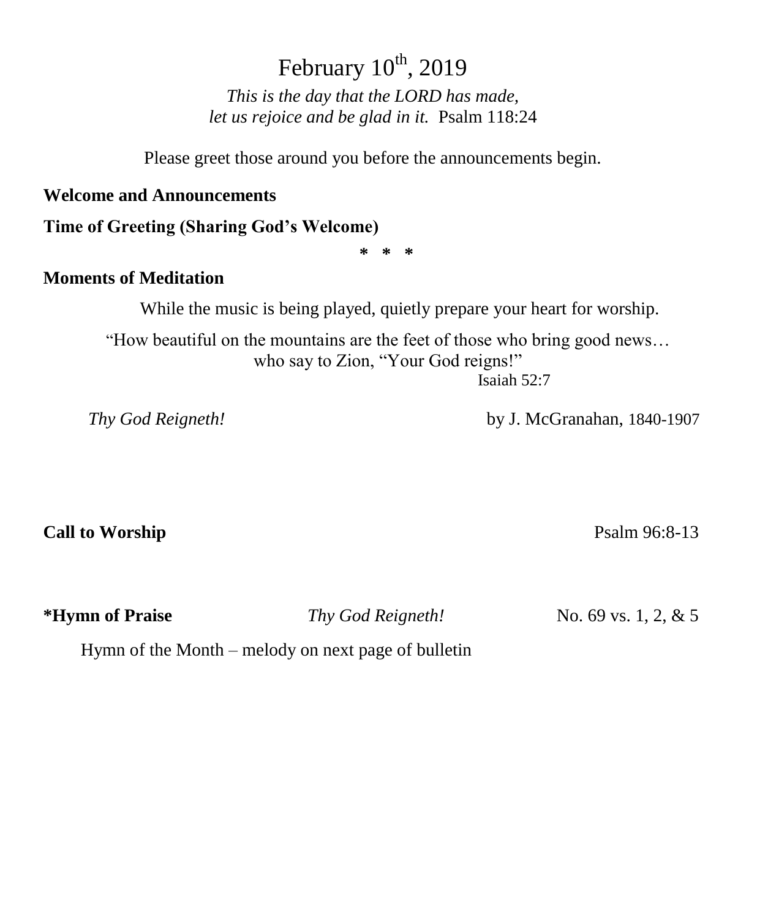# February 10th, 2019

*This is the day that the LORD has made,*
*let us rejoice and be glad in it.* Psalm 118:24

Please greet those around you before the announcements begin.

**Welcome and Announcements**

**Time of Greeting (Sharing God's Welcome)**

**\* \* \***

**Moments of Meditation**

While the music is being played, quietly prepare your heart for worship.

"How beautiful on the mountains are the feet of those who bring good news…
who say to Zion, "Your God reigns!"
Isaiah 52:7

*Thy God Reigneth!* by J. McGranahan, 1840-1907

**Call to Worship** Psalm 96:8-13

**\*Hymn of Praise** *Thy God Reigneth!* No. 69 vs. 1, 2, & 5

Hymn of the Month – melody on next page of bulletin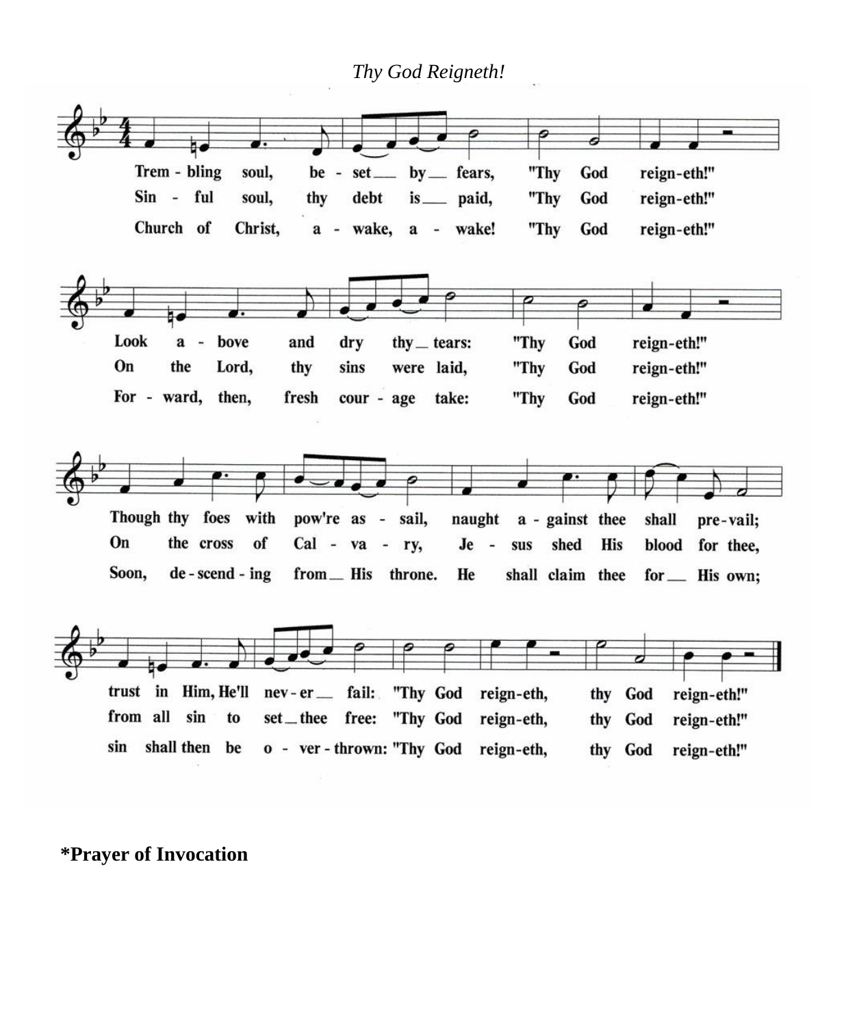*Thy God Reigneth!*

Trem - bling soul, be - set by fears, "Thy God reign-eth!"
Sin - ful soul, thy debt is paid, "Thy God reign-eth!"
Church of Christ, a - wake, a - wake! "Thy God reign-eth!"

Look a - bove and dry thy tears: "Thy God reign-eth!"
On the Lord, thy sins were laid, "Thy God reign-eth!"
For - ward, then, fresh cour - age take: "Thy God reign-eth!"

Though thy foes with pow're as - sail, naught a - gainst thee shall pre-vail;
On the cross of Cal - va - ry, Je - sus shed His blood for thee,
Soon, de - scend - ing from His throne. He shall claim thee for His own;

trust in Him, He'll nev - er fail: "Thy God reign-eth, thy God reign-eth!"
from all sin to set thee free: "Thy God reign-eth, thy God reign-eth!"
sin shall then be o - ver - thrown: "Thy God reign-eth, thy God reign-eth!"

**\*Prayer of Invocation**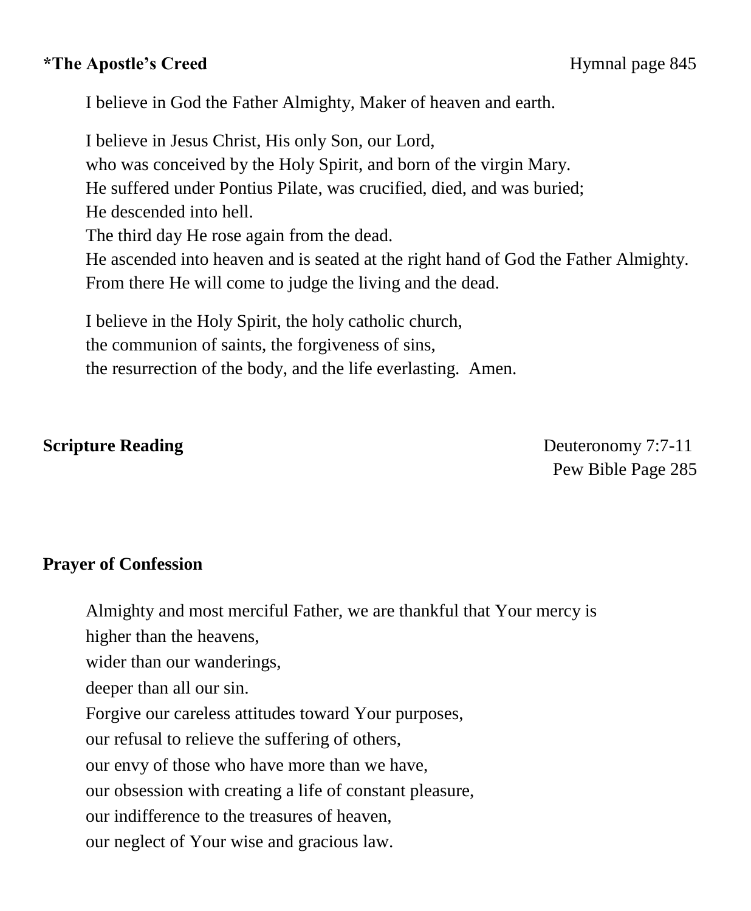**\*The Apostle's Creed** Hymnal page 845

I believe in God the Father Almighty, Maker of heaven and earth.

I believe in Jesus Christ, His only Son, our Lord,
who was conceived by the Holy Spirit, and born of the virgin Mary.
He suffered under Pontius Pilate, was crucified, died, and was buried;
He descended into hell.
The third day He rose again from the dead.
He ascended into heaven and is seated at the right hand of God the Father Almighty.
From there He will come to judge the living and the dead.

I believe in the Holy Spirit, the holy catholic church,
the communion of saints, the forgiveness of sins,
the resurrection of the body, and the life everlasting. Amen.

**Scripture Reading** Deuteronomy 7:7-11
Pew Bible Page 285

**Prayer of Confession**

Almighty and most merciful Father, we are thankful that Your mercy is
higher than the heavens,
wider than our wanderings,
deeper than all our sin.
Forgive our careless attitudes toward Your purposes,
our refusal to relieve the suffering of others,
our envy of those who have more than we have,
our obsession with creating a life of constant pleasure,
our indifference to the treasures of heaven,
our neglect of Your wise and gracious law.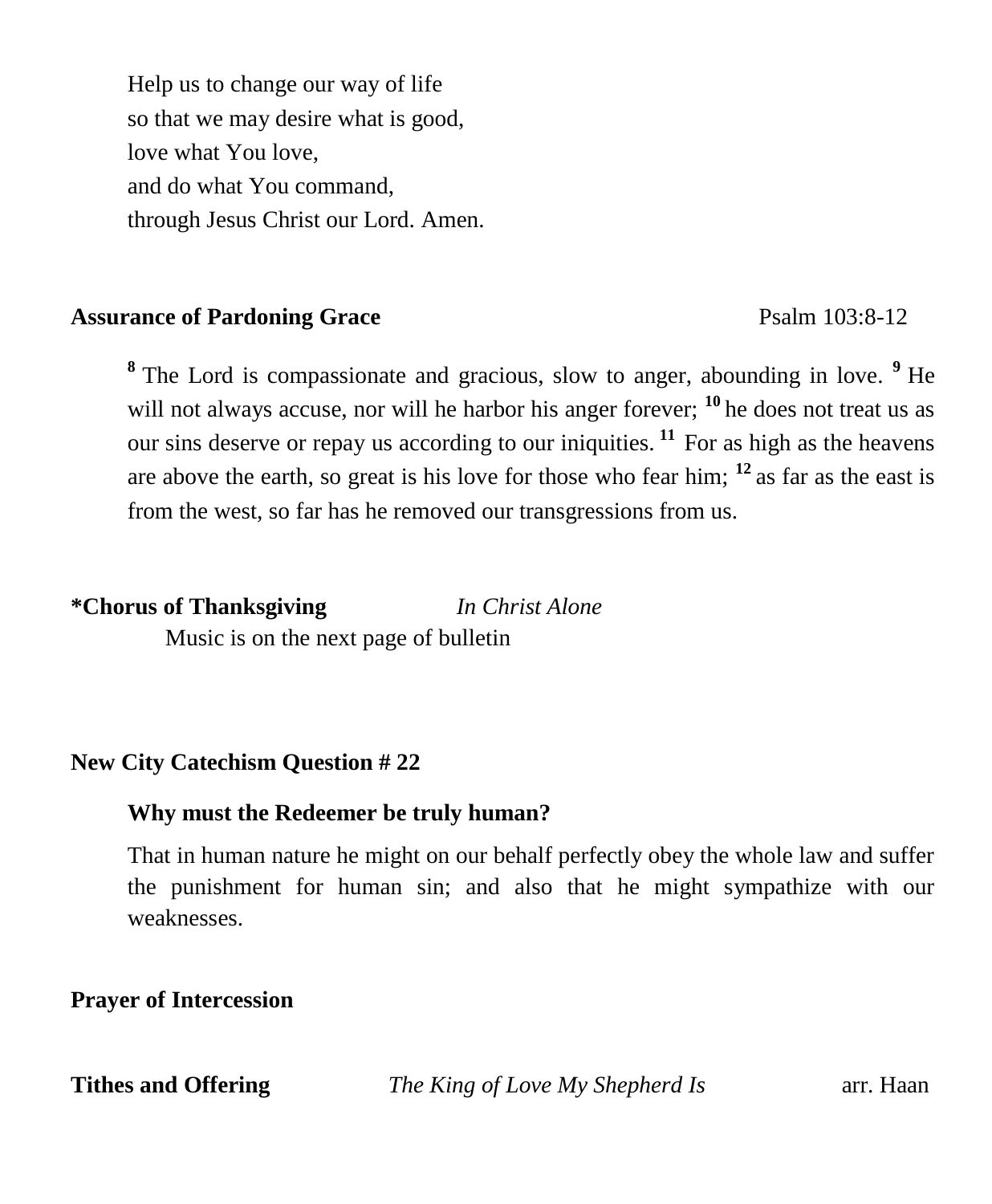Help us to change our way of life
so that we may desire what is good,
love what You love,
and do what You command,
through Jesus Christ our Lord. Amen.

**Assurance of Pardoning Grace** Psalm 103:8-12

[8] The Lord is compassionate and gracious, slow to anger, abounding in love. [9] He will not always accuse, nor will he harbor his anger forever; [10] he does not treat us as our sins deserve or repay us according to our iniquities. [11] For as high as the heavens are above the earth, so great is his love for those who fear him; [12] as far as the east is from the west, so far has he removed our transgressions from us.

**\*Chorus of Thanksgiving** *In Christ Alone*

Music is on the next page of bulletin

**New City Catechism Question # 22**

**Why must the Redeemer be truly human?**

That in human nature he might on our behalf perfectly obey the whole law and suffer the punishment for human sin; and also that he might sympathize with our weaknesses.

**Prayer of Intercession**

**Tithes and Offering** *The King of Love My Shepherd Is* arr. Haan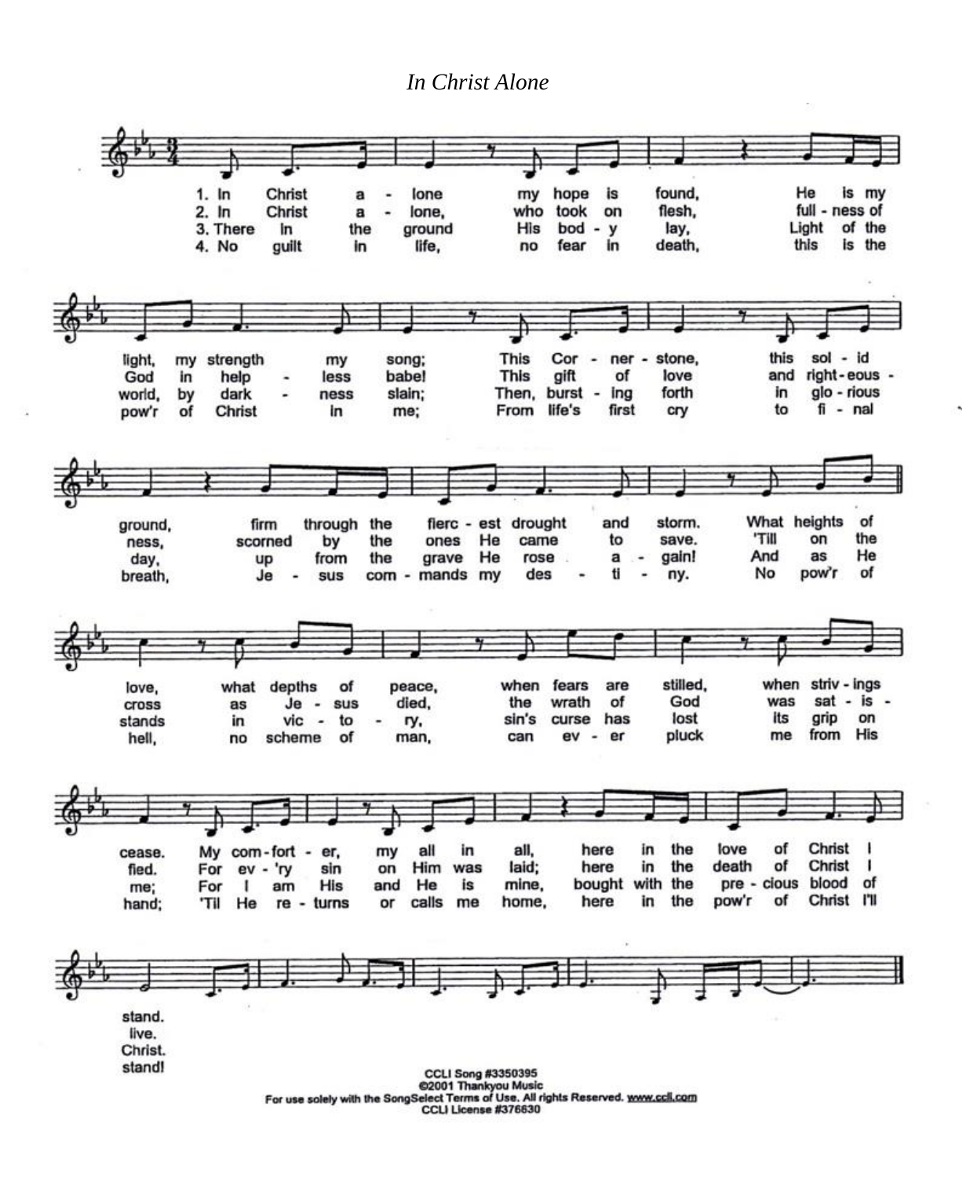*In Christ Alone*

1. In Christ alone my hope is found, He is my light, my strength my song; This Cornerstone, this solid ground, firm through the fiercest drought and storm. What heights of love, what depths of peace, when fears are stilled, when strivings cease. My comforter, my all in all, here in the love of Christ I stand.

2. In Christ alone, who took on flesh, fullness of God in helpless babe! This gift of love and righteousness, scorned by the ones He came to save. 'Till on the cross as Jesus died, the wrath of God was satisfied. For ev'ry sin on Him was laid; here in the death of Christ I live.

3. There in the ground His body lay, Light of the world, by darkness slain; Then, bursting forth in glorious day, up from the grave He rose again! And as He stands in victory, sin's curse has lost its grip on me; For I am His and He is mine, bought with the precious blood of Christ.

4. No guilt in life, no fear in death, this is the pow'r of Christ in me; From life's first cry to final breath, Jesus commands my destiny. No pow'r of hell, no scheme of man, can ever pluck me from His hand; 'Til He returns or calls me home, here in the pow'r of Christ I'll stand!

CCLI Song #3350395
©2001 Thankyou Music
For use solely with the SongSelect Terms of Use. All rights Reserved. www.ccli.com
CCLI License #376630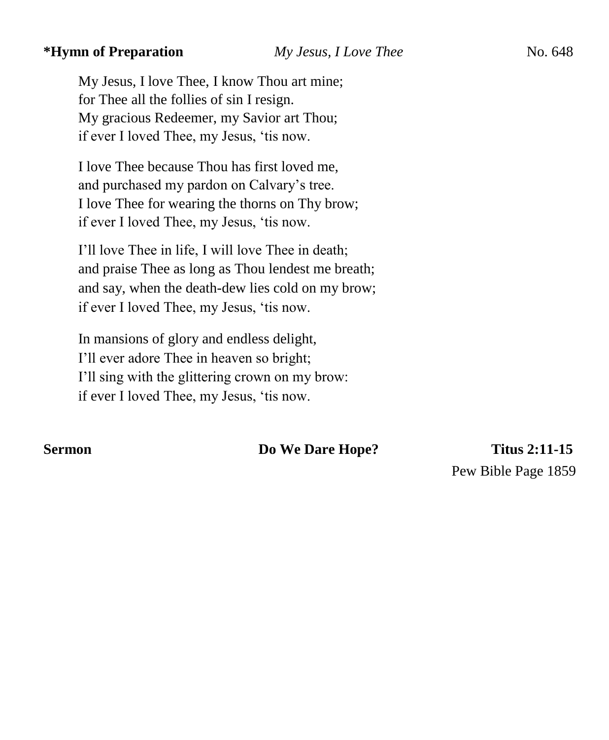**\*Hymn of Preparation** *My Jesus, I Love Thee* No. 648

My Jesus, I love Thee, I know Thou art mine;
for Thee all the follies of sin I resign.
My gracious Redeemer, my Savior art Thou;
if ever I loved Thee, my Jesus, 'tis now.

I love Thee because Thou has first loved me,
and purchased my pardon on Calvary's tree.
I love Thee for wearing the thorns on Thy brow;
if ever I loved Thee, my Jesus, 'tis now.

I'll love Thee in life, I will love Thee in death;
and praise Thee as long as Thou lendest me breath;
and say, when the death-dew lies cold on my brow;
if ever I loved Thee, my Jesus, 'tis now.

In mansions of glory and endless delight,
I'll ever adore Thee in heaven so bright;
I'll sing with the glittering crown on my brow:
if ever I loved Thee, my Jesus, 'tis now.

**Sermon** **Do We Dare Hope?** **Titus 2:11-15**

Pew Bible Page 1859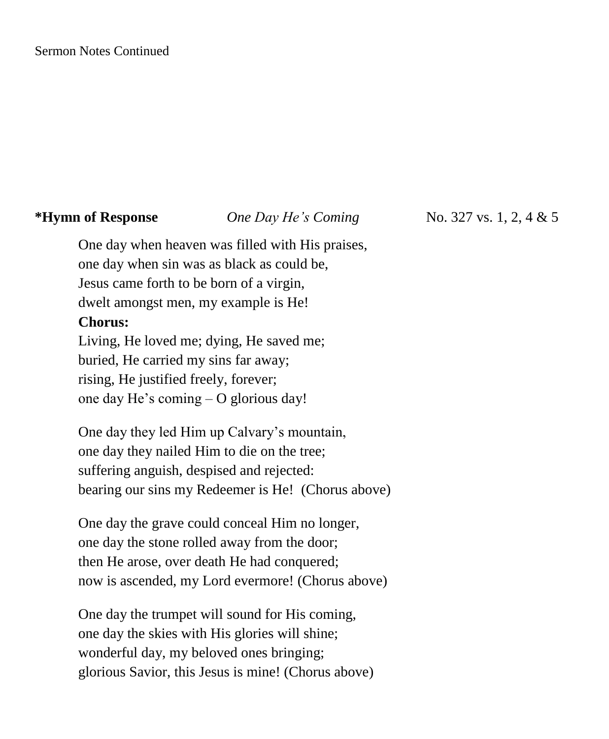Sermon Notes Continued

**\*Hymn of Response** *One Day He's Coming* No. 327 vs. 1, 2, 4 & 5

One day when heaven was filled with His praises,
one day when sin was as black as could be,
Jesus came forth to be born of a virgin,
dwelt amongst men, my example is He!

**Chorus:**
Living, He loved me; dying, He saved me;
buried, He carried my sins far away;
rising, He justified freely, forever;
one day He's coming – O glorious day!

One day they led Him up Calvary's mountain,
one day they nailed Him to die on the tree;
suffering anguish, despised and rejected:
bearing our sins my Redeemer is He! (Chorus above)

One day the grave could conceal Him no longer,
one day the stone rolled away from the door;
then He arose, over death He had conquered;
now is ascended, my Lord evermore! (Chorus above)

One day the trumpet will sound for His coming,
one day the skies with His glories will shine;
wonderful day, my beloved ones bringing;
glorious Savior, this Jesus is mine! (Chorus above)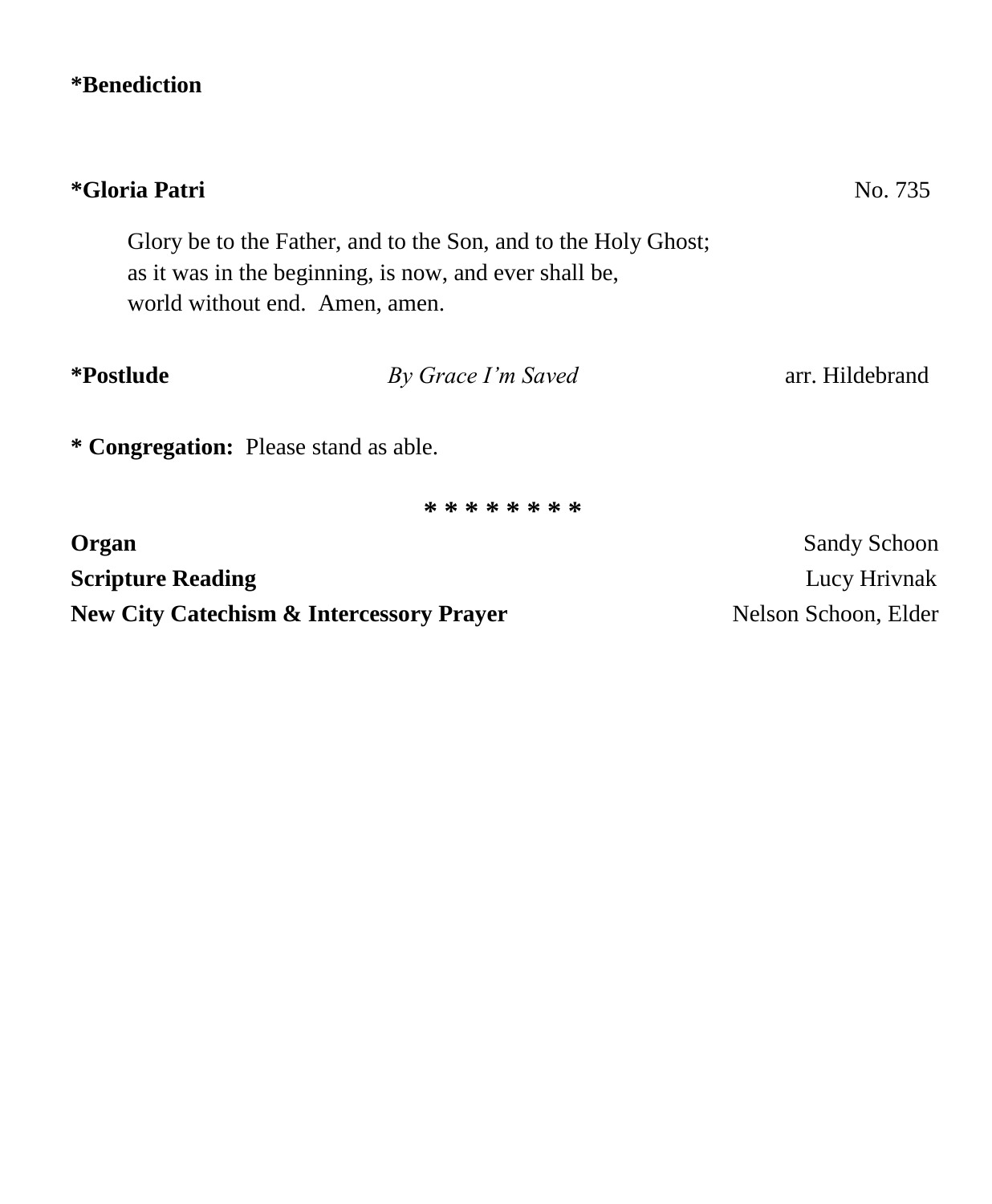**\*Benediction**

**\*Gloria Patri** No. 735

Glory be to the Father, and to the Son, and to the Holy Ghost;
as it was in the beginning, is now, and ever shall be,
world without end. Amen, amen.

**\*Postlude** *By Grace I'm Saved* arr. Hildebrand

**\* Congregation:** Please stand as able.

\* \* \* \* \* \* \* \*

**Organ** Sandy Schoon
**Scripture Reading** Lucy Hrivnak
**New City Catechism & Intercessory Prayer** Nelson Schoon, Elder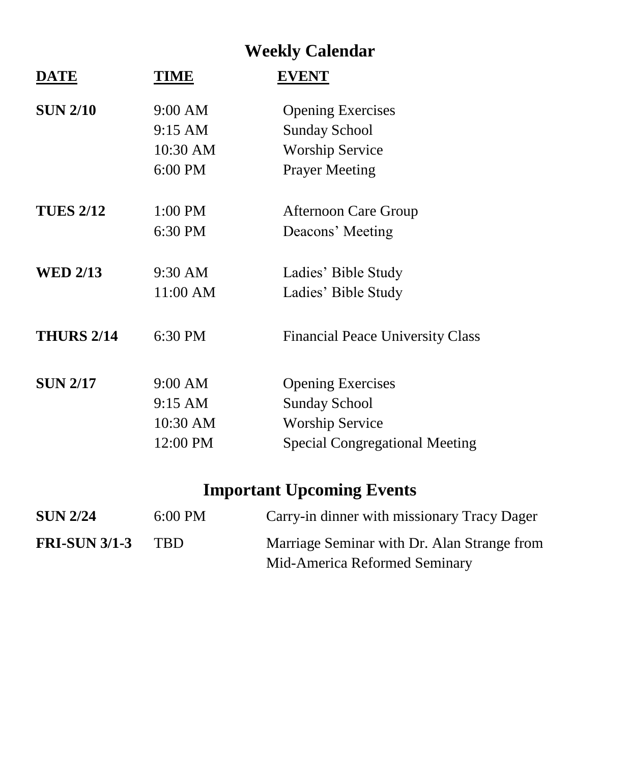## Weekly Calendar

| DATE | TIME | EVENT |
|---|---|---|
| **SUN 2/10** | 9:00 AM | Opening Exercises |
| | 9:15 AM | Sunday School |
| | 10:30 AM | Worship Service |
| | 6:00 PM | Prayer Meeting |
| **TUES 2/12** | 1:00 PM | Afternoon Care Group |
| | 6:30 PM | Deacons' Meeting |
| **WED 2/13** | 9:30 AM | Ladies' Bible Study |
| | 11:00 AM | Ladies' Bible Study |
| **THURS 2/14** | 6:30 PM | Financial Peace University Class |
| **SUN 2/17** | 9:00 AM | Opening Exercises |
| | 9:15 AM | Sunday School |
| | 10:30 AM | Worship Service |
| | 12:00 PM | Special Congregational Meeting |

## Important Upcoming Events

| | | |
|---|---|---|
| **SUN 2/24** | 6:00 PM | Carry-in dinner with missionary Tracy Dager |
| **FRI-SUN 3/1-3** | TBD | Marriage Seminar with Dr. Alan Strange from Mid-America Reformed Seminary |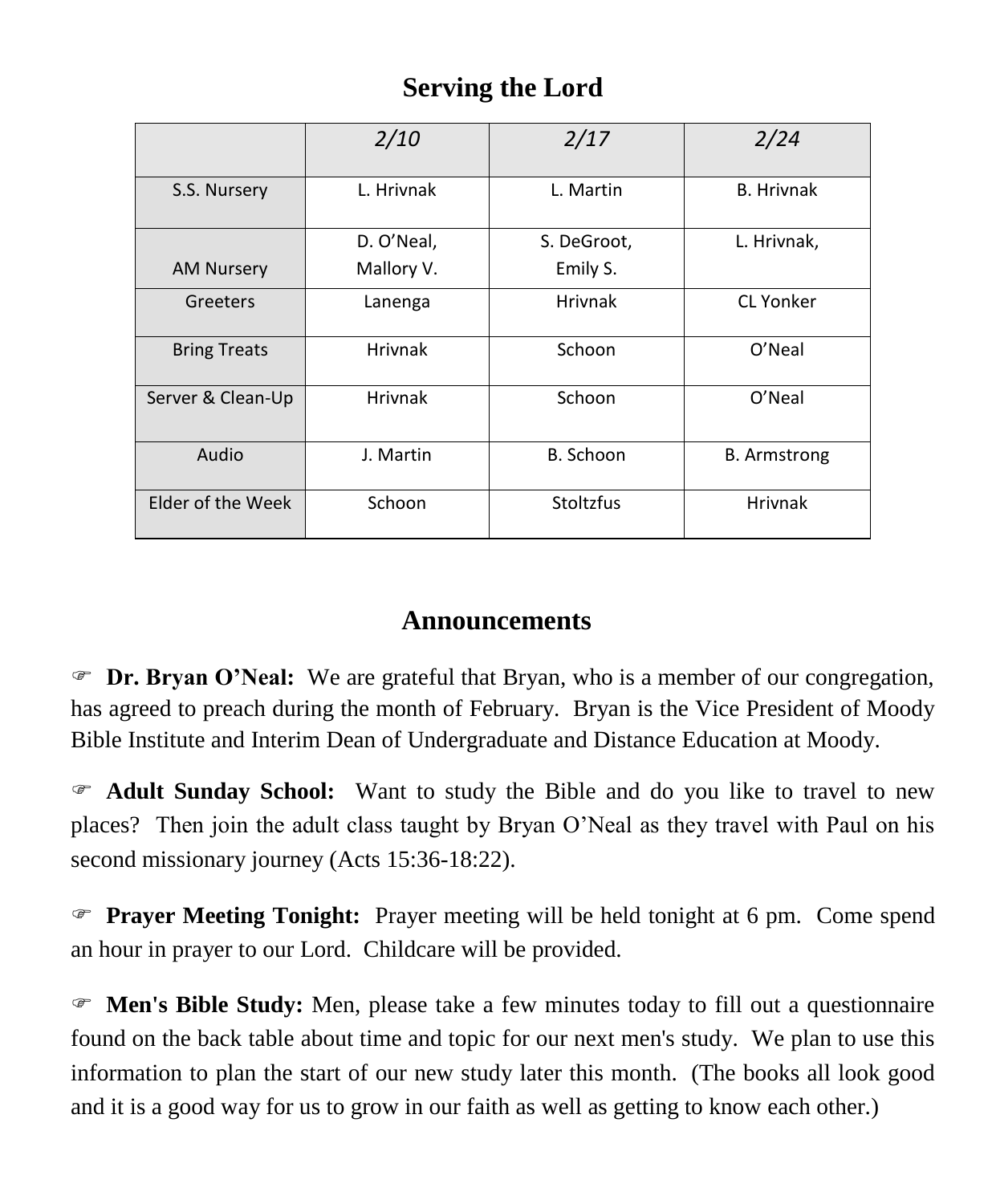## Serving the Lord

| | *2/10* | *2/17* | *2/24* |
|---|---|---|---|
| S.S. Nursery | L. Hrivnak | L. Martin | B. Hrivnak |
| AM Nursery | D. O'Neal, Mallory V. | S. DeGroot, Emily S. | L. Hrivnak, |
| Greeters | Lanenga | Hrivnak | CL Yonker |
| Bring Treats | Hrivnak | Schoon | O'Neal |
| Server & Clean-Up | Hrivnak | Schoon | O'Neal |
| Audio | J. Martin | B. Schoon | B. Armstrong |
| Elder of the Week | Schoon | Stoltzfus | Hrivnak |

## Announcements

☞ **Dr. Bryan O'Neal:** We are grateful that Bryan, who is a member of our congregation, has agreed to preach during the month of February. Bryan is the Vice President of Moody Bible Institute and Interim Dean of Undergraduate and Distance Education at Moody.

☞ **Adult Sunday School:** Want to study the Bible and do you like to travel to new places? Then join the adult class taught by Bryan O'Neal as they travel with Paul on his second missionary journey (Acts 15:36-18:22).

☞ **Prayer Meeting Tonight:** Prayer meeting will be held tonight at 6 pm. Come spend an hour in prayer to our Lord. Childcare will be provided.

☞ **Men's Bible Study:** Men, please take a few minutes today to fill out a questionnaire found on the back table about time and topic for our next men's study. We plan to use this information to plan the start of our new study later this month. (The books all look good and it is a good way for us to grow in our faith as well as getting to know each other.)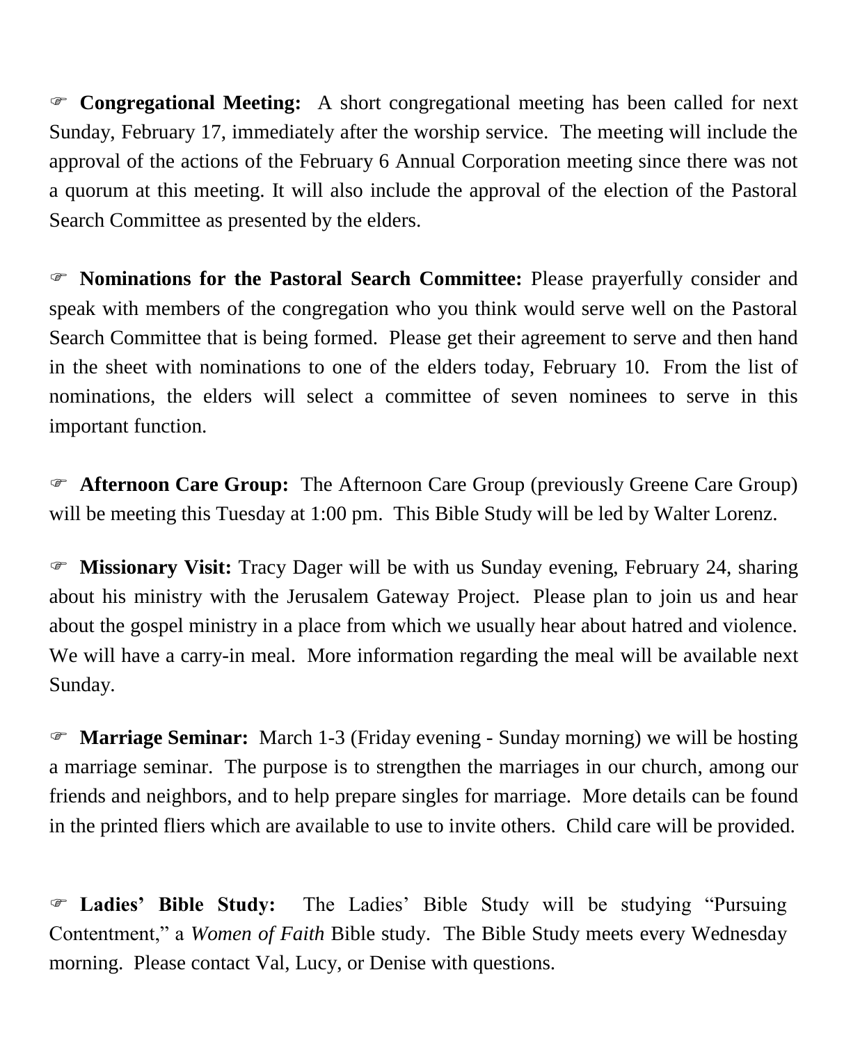☞ **Congregational Meeting:** A short congregational meeting has been called for next Sunday, February 17, immediately after the worship service. The meeting will include the approval of the actions of the February 6 Annual Corporation meeting since there was not a quorum at this meeting. It will also include the approval of the election of the Pastoral Search Committee as presented by the elders.

☞ **Nominations for the Pastoral Search Committee:** Please prayerfully consider and speak with members of the congregation who you think would serve well on the Pastoral Search Committee that is being formed. Please get their agreement to serve and then hand in the sheet with nominations to one of the elders today, February 10. From the list of nominations, the elders will select a committee of seven nominees to serve in this important function.

☞ **Afternoon Care Group:** The Afternoon Care Group (previously Greene Care Group) will be meeting this Tuesday at 1:00 pm. This Bible Study will be led by Walter Lorenz.

☞ **Missionary Visit:** Tracy Dager will be with us Sunday evening, February 24, sharing about his ministry with the Jerusalem Gateway Project. Please plan to join us and hear about the gospel ministry in a place from which we usually hear about hatred and violence. We will have a carry-in meal. More information regarding the meal will be available next Sunday.

☞ **Marriage Seminar:** March 1-3 (Friday evening - Sunday morning) we will be hosting a marriage seminar. The purpose is to strengthen the marriages in our church, among our friends and neighbors, and to help prepare singles for marriage. More details can be found in the printed fliers which are available to use to invite others. Child care will be provided.

☞ **Ladies' Bible Study:** The Ladies' Bible Study will be studying "Pursuing Contentment," a *Women of Faith* Bible study. The Bible Study meets every Wednesday morning. Please contact Val, Lucy, or Denise with questions.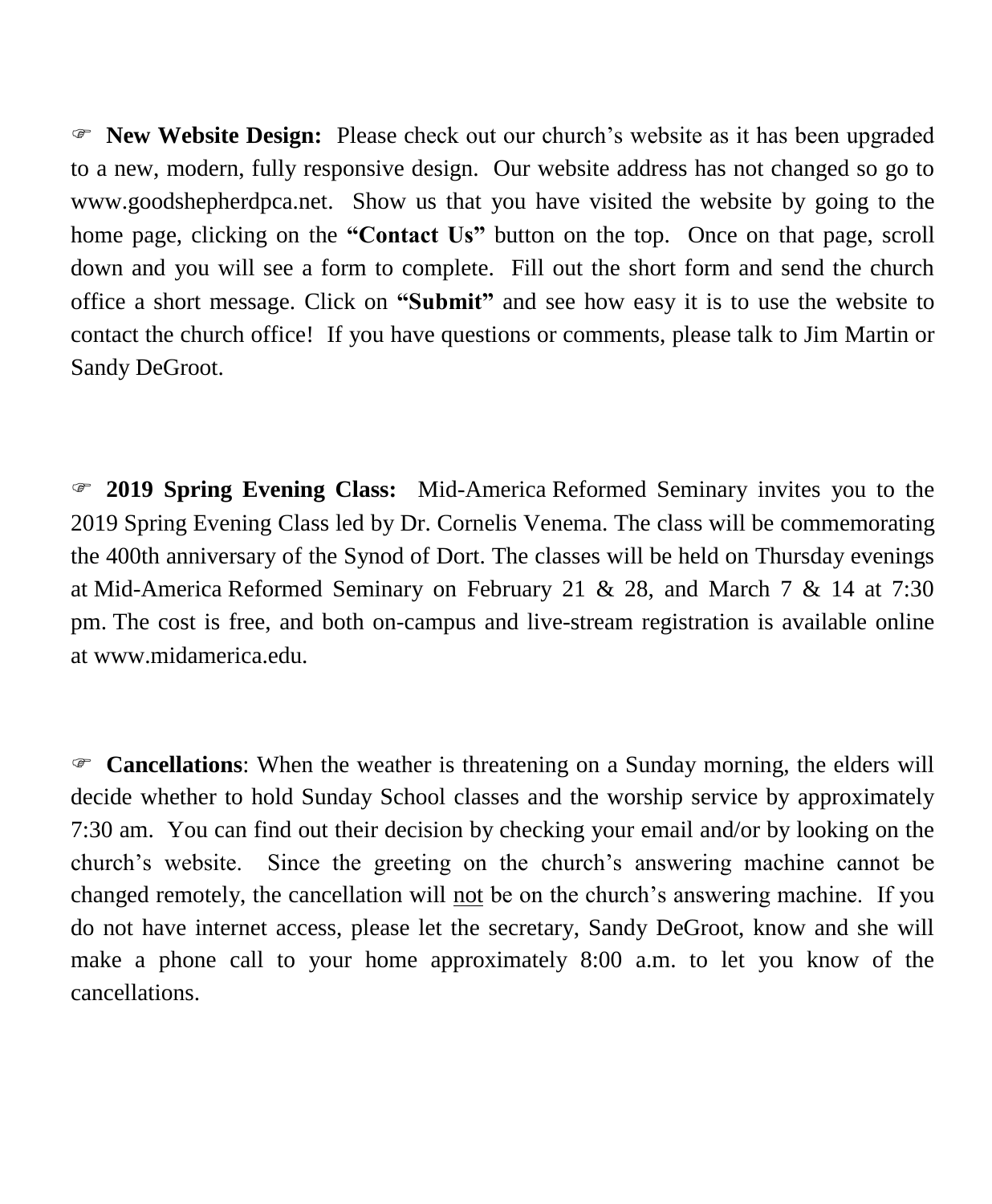☞ **New Website Design:** Please check out our church's website as it has been upgraded to a new, modern, fully responsive design. Our website address has not changed so go to www.goodshepherdpca.net. Show us that you have visited the website by going to the home page, clicking on the **"Contact Us"** button on the top. Once on that page, scroll down and you will see a form to complete. Fill out the short form and send the church office a short message. Click on **"Submit"** and see how easy it is to use the website to contact the church office! If you have questions or comments, please talk to Jim Martin or Sandy DeGroot.

☞ **2019 Spring Evening Class:** Mid-America Reformed Seminary invites you to the 2019 Spring Evening Class led by Dr. Cornelis Venema. The class will be commemorating the 400th anniversary of the Synod of Dort. The classes will be held on Thursday evenings at Mid-America Reformed Seminary on February 21 & 28, and March 7 & 14 at 7:30 pm. The cost is free, and both on-campus and live-stream registration is available online at www.midamerica.edu.

☞ **Cancellations**: When the weather is threatening on a Sunday morning, the elders will decide whether to hold Sunday School classes and the worship service by approximately 7:30 am. You can find out their decision by checking your email and/or by looking on the church's website. Since the greeting on the church's answering machine cannot be changed remotely, the cancellation will <u>not</u> be on the church's answering machine. If you do not have internet access, please let the secretary, Sandy DeGroot, know and she will make a phone call to your home approximately 8:00 a.m. to let you know of the cancellations.